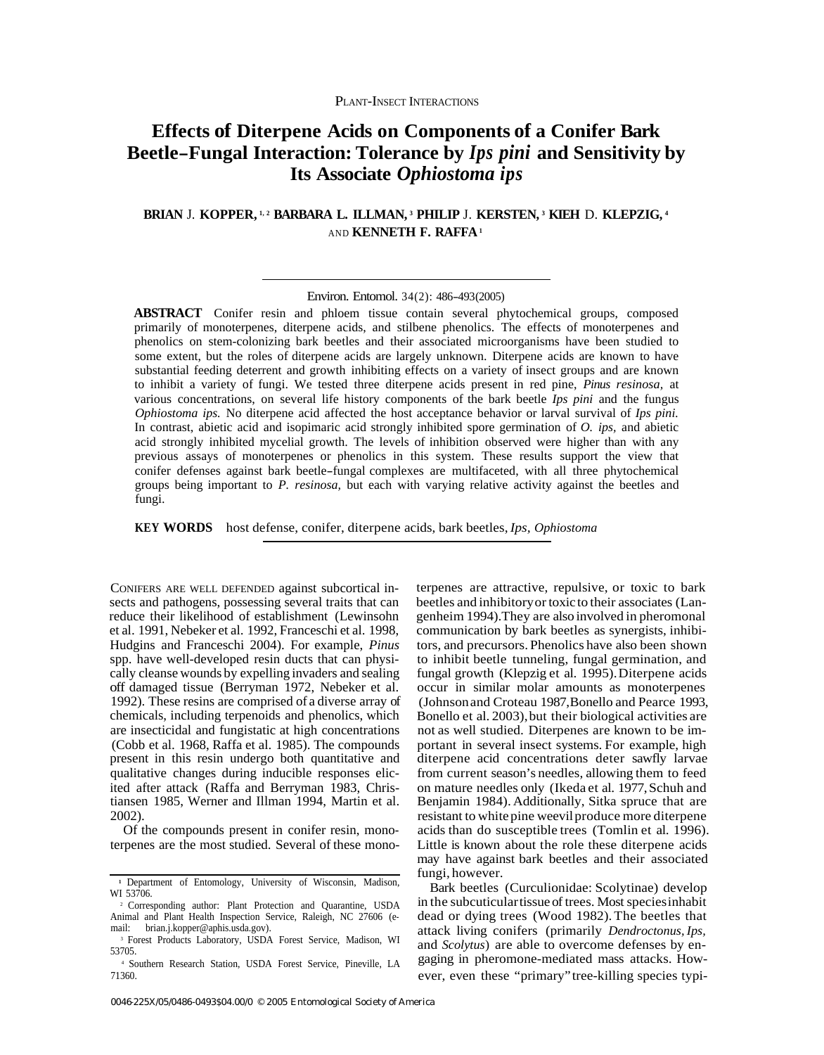PLANT-INSECT INTERACTIONS

# Effects of Diterpene Acids on Components of a Conifer Bark Beetle–Fungal Interaction: Tolerance by *Ips pini* and Sensitivity by Its Associate *Ophiostoma ips*

**BRIAN J. KOPPER,[1,2] BARBARA L. ILLMAN,[3] PHILIP J. KERSTEN,[3] KIEH D. KLEPZIG,[4] AND KENNETH F. RAFFA[1]**

Environ. Entomol. 34(2): 486–493(2005)

**ABSTRACT** Conifer resin and phloem tissue contain several phytochemical groups, composed primarily of monoterpenes, diterpene acids, and stilbene phenolics. The effects of monoterpenes and phenolics on stem-colonizing bark beetles and their associated microorganisms have been studied to some extent, but the roles of diterpene acids are largely unknown. Diterpene acids are known to have substantial feeding deterrent and growth inhibiting effects on a variety of insect groups and are known to inhibit a variety of fungi. We tested three diterpene acids present in red pine, *Pinus resinosa*, at various concentrations, on several life history components of the bark beetle *Ips pini* and the fungus *Ophiostoma ips*. No diterpene acid affected the host acceptance behavior or larval survival of *Ips pini*. In contrast, abietic acid and isopimaric acid strongly inhibited spore germination of *O. ips*, and abietic acid strongly inhibited mycelial growth. The levels of inhibition observed were higher than with any previous assays of monoterpenes or phenolics in this system. These results support the view that conifer defenses against bark beetle–fungal complexes are multifaceted, with all three phytochemical groups being important to *P. resinosa*, but each with varying relative activity against the beetles and fungi.

**KEY WORDS** host defense, conifer, diterpene acids, bark beetles, *Ips*, *Ophiostoma*

CONIFERS ARE WELL DEFENDED against subcortical insects and pathogens, possessing several traits that can reduce their likelihood of establishment (Lewinsohn et al. 1991, Nebeker et al. 1992, Franceschi et al. 1998, Hudgins and Franceschi 2004). For example, *Pinus* spp. have well-developed resin ducts that can physically cleanse wounds by expelling invaders and sealing off damaged tissue (Berryman 1972, Nebeker et al. 1992). These resins are comprised of a diverse array of chemicals, including terpenoids and phenolics, which are insecticidal and fungistatic at high concentrations (Cobb et al. 1968, Raffa et al. 1985). The compounds present in this resin undergo both quantitative and qualitative changes during inducible responses elicited after attack (Raffa and Berryman 1983, Christiansen 1985, Werner and Illman 1994, Martin et al. 2002).

Of the compounds present in conifer resin, monoterpenes are the most studied. Several of these monoterpenes are attractive, repulsive, or toxic to bark beetles and inhibitory or toxic to their associates (Langenheim 1994). They are also involved in pheromonal communication by bark beetles as synergists, inhibitors, and precursors. Phenolics have also been shown to inhibit beetle tunneling, fungal germination, and fungal growth (Klepzig et al. 1995). Diterpene acids occur in similar molar amounts as monoterpenes (Johnson and Croteau 1987, Bonello and Pearce 1993, Bonello et al. 2003), but their biological activities are not as well studied. Diterpenes are known to be important in several insect systems. For example, high diterpene acid concentrations deter sawfly larvae from current season's needles, allowing them to feed on mature needles only (Ikeda et al. 1977, Schuh and Benjamin 1984). Additionally, Sitka spruce that are resistant to white pine weevil produce more diterpene acids than do susceptible trees (Tomlin et al. 1996). Little is known about the role these diterpene acids may have against bark beetles and their associated fungi, however.

Bark beetles (Curculionidae: Scolytinae) develop in the subcuticular tissue of trees. Most species inhabit dead or dying trees (Wood 1982). The beetles that attack living conifers (primarily *Dendroctonus*, *Ips*, and *Scolytus*) are able to overcome defenses by engaging in pheromone-mediated mass attacks. However, even these "primary" tree-killing species typi-

[1] Department of Entomology, University of Wisconsin, Madison, WI 53706.

[2] Corresponding author: Plant Protection and Quarantine, USDA Animal and Plant Health Inspection Service, Raleigh, NC 27606 (e-mail: brian.j.kopper@aphis.usda.gov).

[3] Forest Products Laboratory, USDA Forest Service, Madison, WI 53705.

[4] Southern Research Station, USDA Forest Service, Pineville, LA 71360.

0046-225X/05/0486–0493$04.00/0 © 2005 Entomological Society of America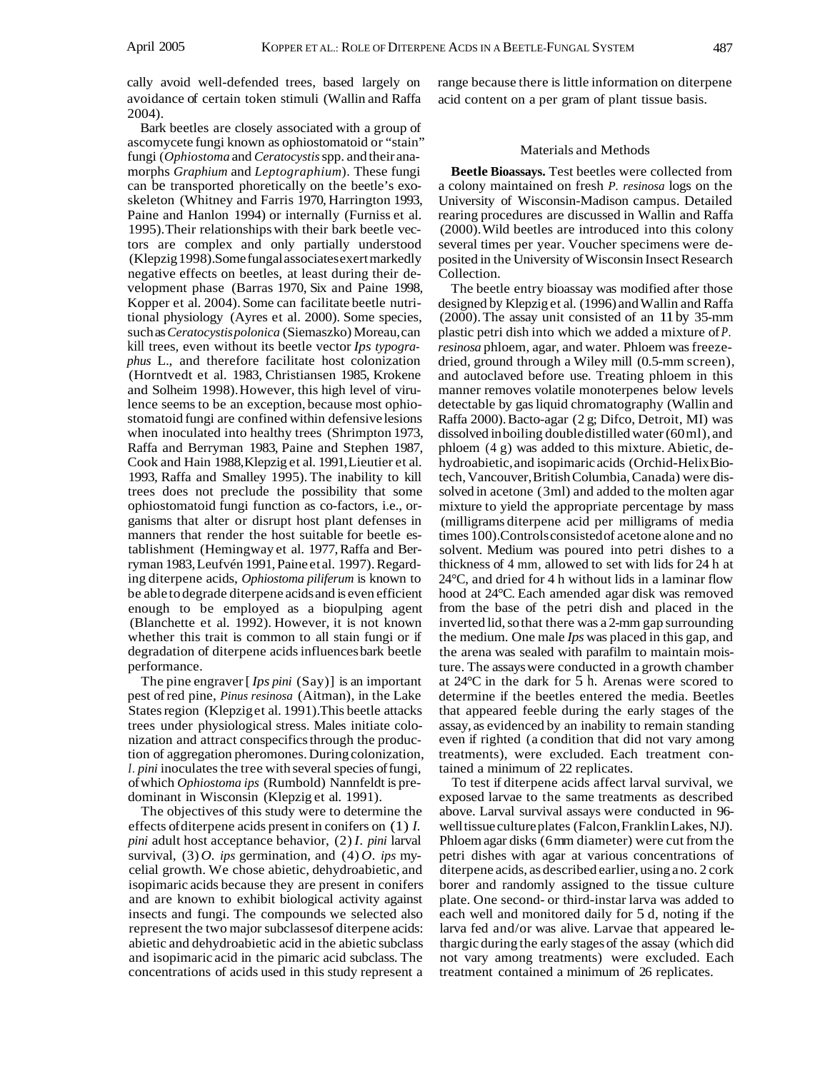cally avoid well-defended trees, based largely on avoidance of certain token stimuli (Wallin and Raffa 2004).

Bark beetles are closely associated with a group of ascomycete fungi known as ophiostomatoid or "stain" fungi (*Ophiostoma* and *Ceratocystis* spp. and their anamorphs *Graphium* and *Leptographium*). These fungi can be transported phoretically on the beetle's exoskeleton (Whitney and Farris 1970, Harrington 1993, Paine and Hanlon 1994) or internally (Furniss et al. 1995). Their relationships with their bark beetle vectors are complex and only partially understood (Klepzig 1998). Some fungal associates exert markedly negative effects on beetles, at least during their development phase (Barras 1970, Six and Paine 1998, Kopper et al. 2004). Some can facilitate beetle nutritional physiology (Ayres et al. 2000). Some species, such as *Ceratocystis polonica* (Siemaszko) Moreau, can kill trees, even without its beetle vector *Ips typographus* L., and therefore facilitate host colonization (Horntvedt et al. 1983, Christiansen 1985, Krokene and Solheim 1998). However, this high level of virulence seems to be an exception, because most ophiostomatoid fungi are confined within defensive lesions when inoculated into healthy trees (Shrimpton 1973, Raffa and Berryman 1983, Paine and Stephen 1987, Cook and Hain 1988, Klepzig et al. 1991, Lieutier et al. 1993, Raffa and Smalley 1995). The inability to kill trees does not preclude the possibility that some ophiostomatoid fungi function as co-factors, i.e., organisms that alter or disrupt host plant defenses in manners that render the host suitable for beetle establishment (Hemingway et al. 1977, Raffa and Berryman 1983, Leufvén 1991, Paine et al. 1997). Regarding diterpene acids, *Ophiostoma piliferum* is known to be able to degrade diterpene acids and is even efficient enough to be employed as a biopulping agent (Blanchette et al. 1992). However, it is not known whether this trait is common to all stain fungi or if degradation of diterpene acids influences bark beetle performance.

The pine engraver [*Ips pini* (Say)] is an important pest of red pine, *Pinus resinosa* (Aitman), in the Lake States region (Klepzig et al. 1991). This beetle attacks trees under physiological stress. Males initiate colonization and attract conspecifics through the production of aggregation pheromones. During colonization, *I. pini* inoculates the tree with several species of fungi, of which *Ophiostoma ips* (Rumbold) Nannfeldt is predominant in Wisconsin (Klepzig et al. 1991).

The objectives of this study were to determine the effects of diterpene acids present in conifers on (1) *I. pini* adult host acceptance behavior, (2) *I. pini* larval survival, (3) *O. ips* germination, and (4) *O. ips* mycelial growth. We chose abietic, dehydroabietic, and isopimaric acids because they are present in conifers and are known to exhibit biological activity against insects and fungi. The compounds we selected also represent the two major subclasses of diterpene acids: abietic and dehydroabietic acid in the abietic subclass and isopimaric acid in the pimaric acid subclass. The concentrations of acids used in this study represent a range because there is little information on diterpene acid content on a per gram of plant tissue basis.

## Materials and Methods

**Beetle Bioassays.** Test beetles were collected from a colony maintained on fresh *P. resinosa* logs on the University of Wisconsin-Madison campus. Detailed rearing procedures are discussed in Wallin and Raffa (2000). Wild beetles are introduced into this colony several times per year. Voucher specimens were deposited in the University of Wisconsin Insect Research Collection.

The beetle entry bioassay was modified after those designed by Klepzig et al. (1996) and Wallin and Raffa (2000). The assay unit consisted of an 11 by 35-mm plastic petri dish into which we added a mixture of *P. resinosa* phloem, agar, and water. Phloem was freeze-dried, ground through a Wiley mill (0.5-mm screen), and autoclaved before use. Treating phloem in this manner removes volatile monoterpenes below levels detectable by gas liquid chromatography (Wallin and Raffa 2000). Bacto-agar (2 g; Difco, Detroit, MI) was dissolved in boiling double distilled water (60 ml), and phloem (4 g) was added to this mixture. Abietic, dehydroabietic, and isopimaric acids (Orchid-Helix Biotech, Vancouver, British Columbia, Canada) were dissolved in acetone (3 ml) and added to the molten agar mixture to yield the appropriate percentage by mass (milligrams diterpene acid per milligrams of media times 100). Controls consisted of acetone alone and no solvent. Medium was poured into petri dishes to a thickness of 4 mm, allowed to set with lids for 24 h at 24°C, and dried for 4 h without lids in a laminar flow hood at 24°C. Each amended agar disk was removed from the base of the petri dish and placed in the inverted lid, so that there was a 2-mm gap surrounding the medium. One male *Ips* was placed in this gap, and the arena was sealed with parafilm to maintain moisture. The assays were conducted in a growth chamber at 24°C in the dark for 5 h. Arenas were scored to determine if the beetles entered the media. Beetles that appeared feeble during the early stages of the assay, as evidenced by an inability to remain standing even if righted (a condition that did not vary among treatments), were excluded. Each treatment contained a minimum of 22 replicates.

To test if diterpene acids affect larval survival, we exposed larvae to the same treatments as described above. Larval survival assays were conducted in 96-well tissue culture plates (Falcon, Franklin Lakes, NJ). Phloem agar disks (6 mm diameter) were cut from the petri dishes with agar at various concentrations of diterpene acids, as described earlier, using a no. 2 cork borer and randomly assigned to the tissue culture plate. One second- or third-instar larva was added to each well and monitored daily for 5 d, noting if the larva fed and/or was alive. Larvae that appeared lethargic during the early stages of the assay (which did not vary among treatments) were excluded. Each treatment contained a minimum of 26 replicates.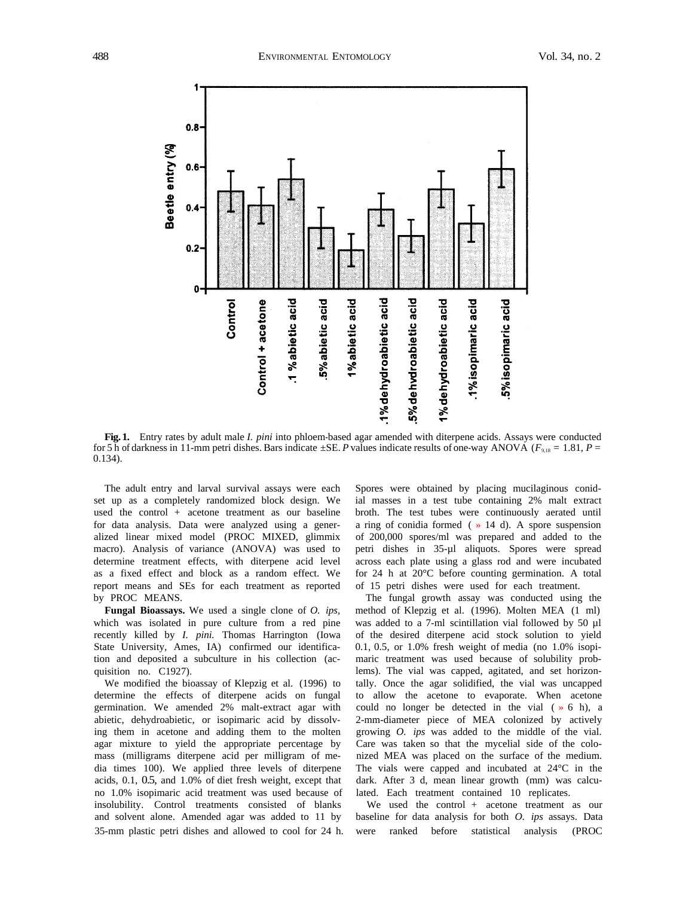**Fig. 1.** Entry rates by adult male *I. pini* into phloem-based agar amended with diterpene acids. Assays were conducted for 5 h of darkness in 11-mm petri dishes. Bars indicate ±SE. *P* values indicate results of one-way ANOVA ($F_{9,18}$ = 1.81, *P* = 0.134).

The adult entry and larval survival assays were each set up as a completely randomized block design. We used the control + acetone treatment as our baseline for data analysis. Data were analyzed using a generalized linear mixed model (PROC MIXED, glimmix macro). Analysis of variance (ANOVA) was used to determine treatment effects, with diterpene acid level as a fixed effect and block as a random effect. We report means and SEs for each treatment as reported by PROC MEANS.

**Fungal Bioassays.** We used a single clone of *O. ips*, which was isolated in pure culture from a red pine recently killed by *I. pini.* Thomas Harrington (Iowa State University, Ames, IA) confirmed our identification and deposited a subculture in his collection (accquisition no. C1927).

We modified the bioassay of Klepzig et al. (1996) to determine the effects of diterpene acids on fungal germination. We amended 2% malt-extract agar with abietic, dehydroabietic, or isopimaric acid by dissolving them in acetone and adding them to the molten agar mixture to yield the appropriate percentage by mass (milligrams diterpene acid per milligram of media times 100). We applied three levels of diterpene acids, 0.1, 0.5, and 1.0% of diet fresh weight, except that no 1.0% isopimaric acid treatment was used because of insolubility. Control treatments consisted of blanks and solvent alone. Amended agar was added to 11 by 35-mm plastic petri dishes and allowed to cool for 24 h. Spores were obtained by placing mucilaginous conidial masses in a test tube containing 2% malt extract broth. The test tubes were continuously aerated until a ring of conidia formed (» 14 d). A spore suspension of 200,000 spores/ml was prepared and added to the petri dishes in 35-µl aliquots. Spores were spread across each plate using a glass rod and were incubated for 24 h at 20°C before counting germination. A total of 15 petri dishes were used for each treatment.

The fungal growth assay was conducted using the method of Klepzig et al. (1996). Molten MEA (1 ml) was added to a 7-ml scintillation vial followed by 50 µl of the desired diterpene acid stock solution to yield 0.1, 0.5, or 1.0% fresh weight of media (no 1.0% isopimaric treatment was used because of solubility problems). The vial was capped, agitated, and set horizontally. Once the agar solidified, the vial was uncapped to allow the acetone to evaporate. When acetone could no longer be detected in the vial (» 6 h), a 2-mm-diameter piece of MEA colonized by actively growing *O. ips* was added to the middle of the vial. Care was taken so that the mycelial side of the colonized MEA was placed on the surface of the medium. The vials were capped and incubated at 24°C in the dark. After 3 d, mean linear growth (mm) was calculated. Each treatment contained 10 replicates.

We used the control + acetone treatment as our baseline for data analysis for both *O. ips* assays. Data were ranked before statistical analysis (PROC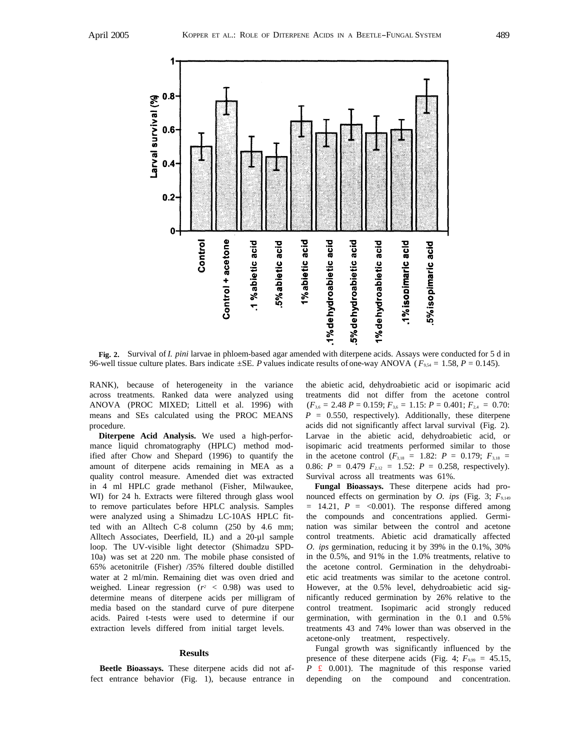**Fig. 2.** Survival of *I. pini* larvae in phloem-based agar amended with diterpene acids. Assays were conducted for 5 d in 96-well tissue culture plates. Bars indicate ±SE. *P* values indicate results of one-way ANOVA ($F_{9,54}$ = 1.58, $P$ = 0.145).

RANK), because of heterogeneity in the variance across treatments. Ranked data were analyzed using ANOVA (PROC MIXED; Littell et al. 1996) with means and SEs calculated using the PROC MEANS procedure.

**Diterpene Acid Analysis.** We used a high-performance liquid chromatography (HPLC) method modified after Chow and Shepard (1996) to quantify the amount of diterpene acids remaining in MEA as a quality control measure. Amended diet was extracted in 4 ml HPLC grade methanol (Fisher, Milwaukee, WI) for 24 h. Extracts were filtered through glass wool to remove particulates before HPLC analysis. Samples were analyzed using a Shimadzu LC-10AS HPLC fitted with an Alltech C-8 column (250 by 4.6 mm; Alltech Associates, Deerfield, IL) and a 20-µl sample loop. The UV-visible light detector (Shimadzu SPD-10a) was set at 220 nm. The mobile phase consisted of 65% acetonitrile (Fisher) /35% filtered double distilled water at 2 ml/min. Remaining diet was oven dried and weighed. Linear regression ($r^2$ < 0.98) was used to determine means of diterpene acids per milligram of media based on the standard curve of pure diterpene acids. Paired t-tests were used to determine if our extraction levels differed from initial target levels.

## Results

**Beetle Bioassays.** These diterpene acids did not affect entrance behavior (Fig. 1), because entrance in the abietic acid, dehydroabietic acid or isopimaric acid treatments did not differ from the acetone control ($F_{3,6}$ = 2.48 $P$ = 0.159; $F_{3,6}$ = 1.15: $P$ = 0.401; $F_{2,4}$ = 0.70: $P$ = 0.550, respectively). Additionally, these diterpene acids did not significantly affect larval survival (Fig. 2). Larvae in the abietic acid, dehydroabietic acid, or isopimaric acid treatments performed similar to those in the acetone control ($F_{3,18}$ = 1.82: $P$ = 0.179; $F_{3,18}$ = 0.86: $P$ = 0.479 $F_{2,12}$ = 1.52: $P$ = 0.258, respectively). Survival across all treatments was 61%.

**Fungal Bioassays.** These diterpene acids had pronounced effects on germination by *O. ips* (Fig. 3; $F_{9,149}$ = 14.21, $P$ = <0.001). The response differed among the compounds and concentrations applied. Germination was similar between the control and acetone control treatments. Abietic acid dramatically affected *O. ips* germination, reducing it by 39% in the 0.1%, 30% in the 0.5%, and 91% in the 1.0% treatments, relative to the acetone control. Germination in the dehydroabietic acid treatments was similar to the acetone control. However, at the 0.5% level, dehydroabietic acid significantly reduced germination by 26% relative to the control treatment. Isopimaric acid strongly reduced germination, with germination in the 0.1 and 0.5% treatments 43 and 74% lower than was observed in the acetone-only treatment, respectively.

Fungal growth was significantly influenced by the presence of these diterpene acids (Fig. 4; $F_{9,99}$ = 45.15, $P$ ≤ 0.001). The magnitude of this response varied depending on the compound and concentration.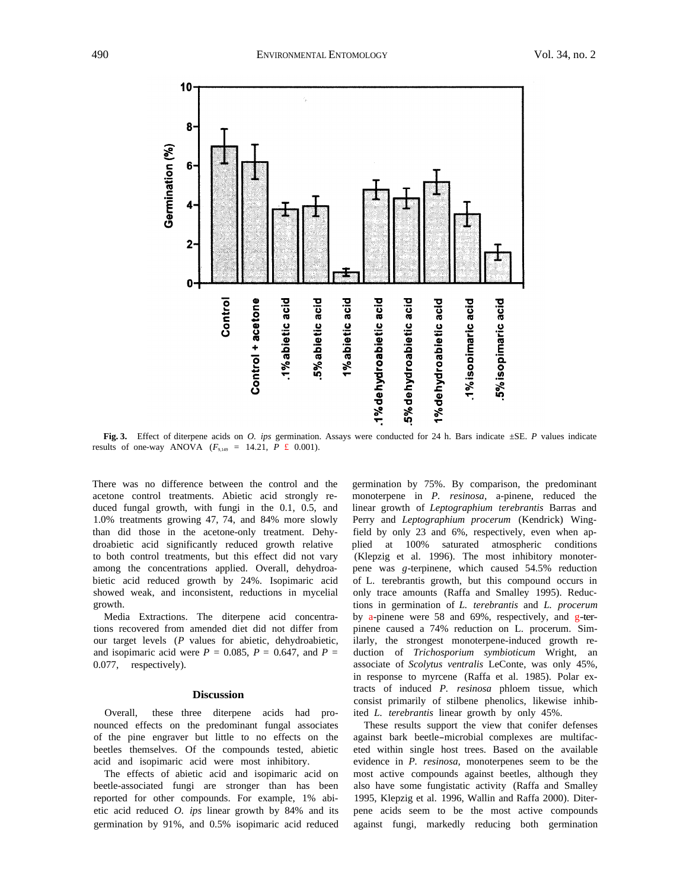**Fig. 3.** Effect of diterpene acids on *O. ips* germination. Assays were conducted for 24 h. Bars indicate ±SE. *P* values indicate results of one-way ANOVA ($F_{9,149}$ = 14.21, $P \leq 0.001$).

There was no difference between the control and the acetone control treatments. Abietic acid strongly reduced fungal growth, with fungi in the 0.1, 0.5, and 1.0% treatments growing 47, 74, and 84% more slowly than did those in the acetone-only treatment. Dehydroabietic acid significantly reduced growth relative to both control treatments, but this effect did not vary among the concentrations applied. Overall, dehydroabietic acid reduced growth by 24%. Isopimaric acid showed weak, and inconsistent, reductions in mycelial growth.

Media Extractions. The diterpene acid concentrations recovered from amended diet did not differ from our target levels (*P* values for abietic, dehydroabietic, and isopimaric acid were *P* = 0.085, *P* = 0.647, and *P* = 0.077, respectively).

## Discussion

Overall, these three diterpene acids had pronounced effects on the predominant fungal associates of the pine engraver but little to no effects on the beetles themselves. Of the compounds tested, abietic acid and isopimaric acid were most inhibitory.

The effects of abietic acid and isopimaric acid on beetle-associated fungi are stronger than has been reported for other compounds. For example, 1% abietic acid reduced *O. ips* linear growth by 84% and its germination by 91%, and 0.5% isopimaric acid reduced germination by 75%. By comparison, the predominant monoterpene in *P. resinosa,* a-pinene, reduced the linear growth of *Leptographium terebrantis* Barras and Perry and *Leptographium procerum* (Kendrick) Wingfield by only 23 and 6%, respectively, even when applied at 100% saturated atmospheric conditions (Klepzig et al. 1996). The most inhibitory monoterpene was *g*-terpinene, which caused 54.5% reduction of L. terebrantis growth, but this compound occurs in only trace amounts (Raffa and Smalley 1995). Reductions in germination of *L. terebrantis* and *L. procerum* by a-pinene were 58 and 69%, respectively, and g-terpinene caused a 74% reduction on L. procerum. Similarly, the strongest monoterpene-induced growth reduction of *Trichosporium symbioticum* Wright, an associate of *Scolytus ventralis* LeConte, was only 45%, in response to myrcene (Raffa et al. 1985). Polar extracts of induced *P. resinosa* phloem tissue, which consist primarily of stilbene phenolics, likewise inhibited *L. terebrantis* linear growth by only 45%.

These results support the view that conifer defenses against bark beetle–microbial complexes are multifaceted within single host trees. Based on the available evidence in *P. resinosa,* monoterpenes seem to be the most active compounds against beetles, although they also have some fungistatic activity (Raffa and Smalley 1995, Klepzig et al. 1996, Wallin and Raffa 2000). Diterpene acids seem to be the most active compounds against fungi, markedly reducing both germination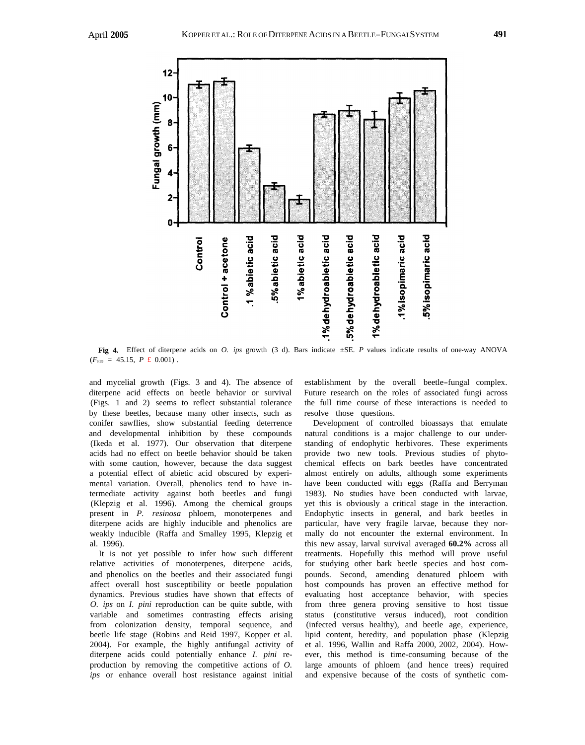**Fig 4.** Effect of diterpene acids on *O. ips* growth (3 d). Bars indicate ±SE. *P* values indicate results of one-way ANOVA ($F_{9,99}$ = 45.15, $P \leq 0.001$) .

and mycelial growth (Figs. 3 and 4). The absence of diterpene acid effects on beetle behavior or survival (Figs. 1 and 2) seems to reflect substantial tolerance by these beetles, because many other insects, such as conifer sawflies, show substantial feeding deterrence and developmental inhibition by these compounds (Ikeda et al. 1977). Our observation that diterpene acids had no effect on beetle behavior should be taken with some caution, however, because the data suggest a potential effect of abietic acid obscured by experimental variation. Overall, phenolics tend to have intermediate activity against both beetles and fungi (Klepzig et al. 1996). Among the chemical groups present in *P. resinosa* phloem, monoterpenes and diterpene acids are highly inducible and phenolics are weakly inducible (Raffa and Smalley 1995, Klepzig et al. 1996).

It is not yet possible to infer how such different relative activities of monoterpenes, diterpene acids, and phenolics on the beetles and their associated fungi affect overall host susceptibility or beetle population dynamics. Previous studies have shown that effects of *O. ips* on *I. pini* reproduction can be quite subtle, with variable and sometimes contrasting effects arising from colonization density, temporal sequence, and beetle life stage (Robins and Reid 1997, Kopper et al. 2004). For example, the highly antifungal activity of diterpene acids could potentially enhance *I. pini* reproduction by removing the competitive actions of *O. ips* or enhance overall host resistance against initial establishment by the overall beetle–fungal complex. Future research on the roles of associated fungi across the full time course of these interactions is needed to resolve those questions.

Development of controlled bioassays that emulate natural conditions is a major challenge to our understanding of endophytic herbivores. These experiments provide two new tools. Previous studies of phytochemical effects on bark beetles have concentrated almost entirely on adults, although some experiments have been conducted with eggs (Raffa and Berryman 1983). No studies have been conducted with larvae, yet this is obviously a critical stage in the interaction. Endophytic insects in general, and bark beetles in particular, have very fragile larvae, because they normally do not encounter the external environment. In this new assay, larval survival averaged **60.2%** across all treatments. Hopefully this method will prove useful for studying other bark beetle species and host compounds. Second, amending denatured phloem with host compounds has proven an effective method for evaluating host acceptance behavior, with species from three genera proving sensitive to host tissue status (constitutive versus induced), root condition (infected versus healthy), and beetle age, experience, lipid content, heredity, and population phase (Klepzig et al. 1996, Wallin and Raffa 2000, 2002, 2004). However, this method is time-consuming because of the large amounts of phloem (and hence trees) required and expensive because of the costs of synthetic com-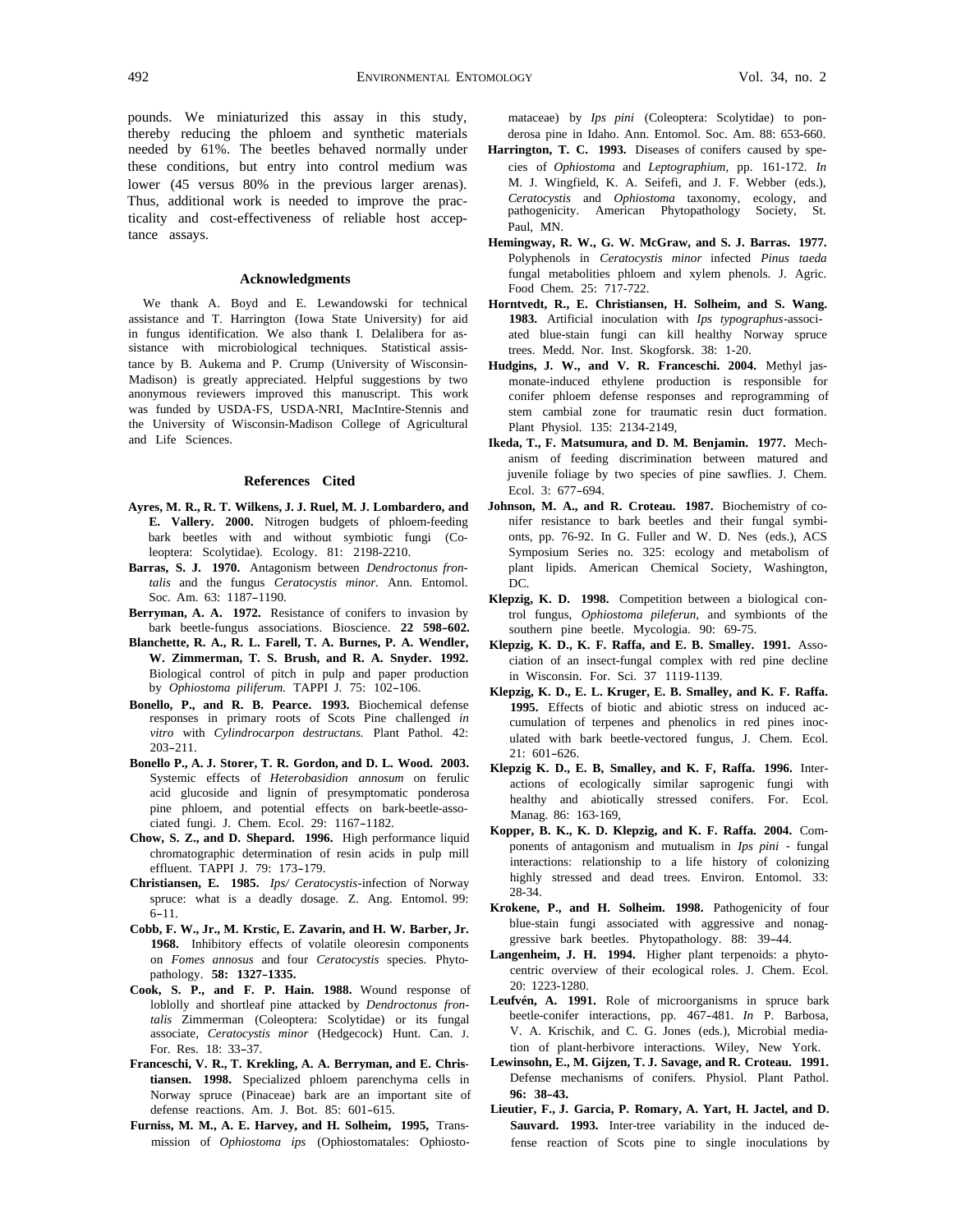pounds. We miniaturized this assay in this study, thereby reducing the phloem and synthetic materials needed by 61%. The beetles behaved normally under these conditions, but entry into control medium was lower (45 versus 80% in the previous larger arenas). Thus, additional work is needed to improve the practicality and cost-effectiveness of reliable host acceptance assays.

## Acknowledgments

We thank A. Boyd and E. Lewandowski for technical assistance and T. Harrington (Iowa State University) for aid in fungus identification. We also thank I. Delalibera for assistance with microbiological techniques. Statistical assistance by B. Aukema and P. Crump (University of Wisconsin-Madison) is greatly appreciated. Helpful suggestions by two anonymous reviewers improved this manuscript. This work was funded by USDA-FS, USDA-NRI, MacIntire-Stennis and the University of Wisconsin-Madison College of Agricultural and Life Sciences.

## References Cited

**Ayres, M. R., R. T. Wilkens, J. J. Ruel, M. J. Lombardero, and E. Vallery. 2000.** Nitrogen budgets of phloem-feeding bark beetles with and without symbiotic fungi (Coleoptera: Scolytidae). Ecology. 81: 2198-2210.

**Barras, S. J. 1970.** Antagonism between *Dendroctonus frontalis* and the fungus *Ceratocystis minor.* Ann. Entomol. Soc. Am. 63: 1187–1190.

**Berryman, A. A. 1972.** Resistance of conifers to invasion by bark beetle-fungus associations. Bioscience. **22 598–602.**

**Blanchette, R. A., R. L. Farell, T. A. Burnes, P. A. Wendler, W. Zimmerman, T. S. Brush, and R. A. Snyder. 1992.** Biological control of pitch in pulp and paper production by *Ophiostoma piliferum.* TAPPI J. 75: 102–106.

**Bonello, P., and R. B. Pearce. 1993.** Biochemical defense responses in primary roots of Scots Pine challenged *in vitro* with *Cylindrocarpon destructans.* Plant Pathol. 42: 203–211.

**Bonello P., A. J. Storer, T. R. Gordon, and D. L. Wood. 2003.** Systemic effects of *Heterobasidion annosum* on ferulic acid glucoside and lignin of presymptomatic ponderosa pine phloem, and potential effects on bark-beetle-associated fungi. J. Chem. Ecol. 29: 1167–1182.

**Chow, S. Z., and D. Shepard. 1996.** High performance liquid chromatographic determination of resin acids in pulp mill effluent. TAPPI J. 79: 173–179.

**Christiansen, E. 1985.** *Ips/ Ceratocystis*-infection of Norway spruce: what is a deadly dosage. Z. Ang. Entomol. 99: 6–11.

**Cobb, F. W., Jr., M. Krstic, E. Zavarin, and H. W. Barber, Jr. 1968.** Inhibitory effects of volatile oleoresin components on *Fomes annosus* and four *Ceratocystis* species. Phytopathology. **58: 1327–1335.**

**Cook, S. P., and F. P. Hain. 1988.** Wound response of loblolly and shortleaf pine attacked by *Dendroctonus frontalis* Zimmerman (Coleoptera: Scolytidae) or its fungal associate, *Ceratocystis minor* (Hedgecock) Hunt. Can. J. For. Res. 18: 33–37.

**Franceschi, V. R., T. Krekling, A. A. Berryman, and E. Christiansen. 1998.** Specialized phloem parenchyma cells in Norway spruce (Pinaceae) bark are an important site of defense reactions. Am. J. Bot. 85: 601–615.

**Furniss, M. M., A. E. Harvey, and H. Solheim, 1995,** Transmission of *Ophiostoma ips* (Ophiostomatales: Ophiostomataceae) by *Ips pini* (Coleoptera: Scolytidae) to ponderosa pine in Idaho. Ann. Entomol. Soc. Am. 88: 653-660.

**Harrington, T. C. 1993.** Diseases of conifers caused by species of *Ophiostoma* and *Leptographium,* pp. 161-172. *In* M. J. Wingfield, K. A. Seifefi, and J. F. Webber (eds.), *Ceratocystis* and *Ophiostoma* taxonomy, ecology, and pathogenicity. American Phytopathology Society, St. Paul, MN.

**Hemingway, R. W., G. W. McGraw, and S. J. Barras. 1977.** Polyphenols in *Ceratocystis minor* infected *Pinus taeda* fungal metabolities phloem and xylem phenols. J. Agric. Food Chem. 25: 717-722.

**Horntvedt, R., E. Christiansen, H. Solheim, and S. Wang. 1983.** Artificial inoculation with *Ips typographus*-associated blue-stain fungi can kill healthy Norway spruce trees. Medd. Nor. Inst. Skogforsk. 38: 1-20.

**Hudgins, J. W., and V. R. Franceschi. 2004.** Methyl jasmonate-induced ethylene production is responsible for conifer phloem defense responses and reprogramming of stem cambial zone for traumatic resin duct formation. Plant Physiol. 135: 2134-2149,

**Ikeda, T., F. Matsumura, and D. M. Benjamin. 1977.** Mechanism of feeding discrimination between matured and juvenile foliage by two species of pine sawflies. J. Chem. Ecol. 3: 677–694.

**Johnson, M. A., and R. Croteau. 1987.** Biochemistry of conifer resistance to bark beetles and their fungal symbionts, pp. 76-92. In G. Fuller and W. D. Nes (eds.), ACS Symposium Series no. 325: ecology and metabolism of plant lipids. American Chemical Society, Washington, DC.

**Klepzig, K. D. 1998.** Competition between a biological control fungus, *Ophiostoma pileferun,* and symbionts of the southern pine beetle. Mycologia. 90: 69-75.

**Klepzig, K. D., K. F. Raffa, and E. B. Smalley. 1991.** Association of an insect-fungal complex with red pine decline in Wisconsin. For. Sci. 37 1119-1139.

**Klepzig, K. D., E. L. Kruger, E. B. Smalley, and K. F. Raffa. 1995.** Effects of biotic and abiotic stress on induced accumulation of terpenes and phenolics in red pines inoculated with bark beetle-vectored fungus, J. Chem. Ecol. 21: 601–626.

**Klepzig K. D., E. B, Smalley, and K. F, Raffa. 1996.** Interactions of ecologically similar saprogenic fungi with healthy and abiotically stressed conifers. For. Ecol. Manag. 86: 163-169,

**Kopper, B. K., K. D. Klepzig, and K. F. Raffa. 2004.** Components of antagonism and mutualism in *Ips pini* - fungal interactions: relationship to a life history of colonizing highly stressed and dead trees. Environ. Entomol. 33: 28-34.

**Krokene, P., and H. Solheim. 1998.** Pathogenicity of four blue-stain fungi associated with aggressive and nonaggressive bark beetles. Phytopathology. 88: 39–44.

**Langenheim, J. H. 1994.** Higher plant terpenoids: a phytocentric overview of their ecological roles. J. Chem. Ecol. 20: 1223-1280.

**Leufvén, A. 1991.** Role of microorganisms in spruce bark beetle-conifer interactions, pp. 467–481. *In* P. Barbosa, V. A. Krischik, and C. G. Jones (eds.), Microbial mediation of plant-herbivore interactions. Wiley, New York.

**Lewinsohn, E., M. Gijzen, T. J. Savage, and R. Croteau. 1991.** Defense mechanisms of conifers. Physiol. Plant Pathol. **96: 38–43.**

**Lieutier, F., J. Garcia, P. Romary, A. Yart, H. Jactel, and D. Sauvard. 1993.** Inter-tree variability in the induced defense reaction of Scots pine to single inoculations by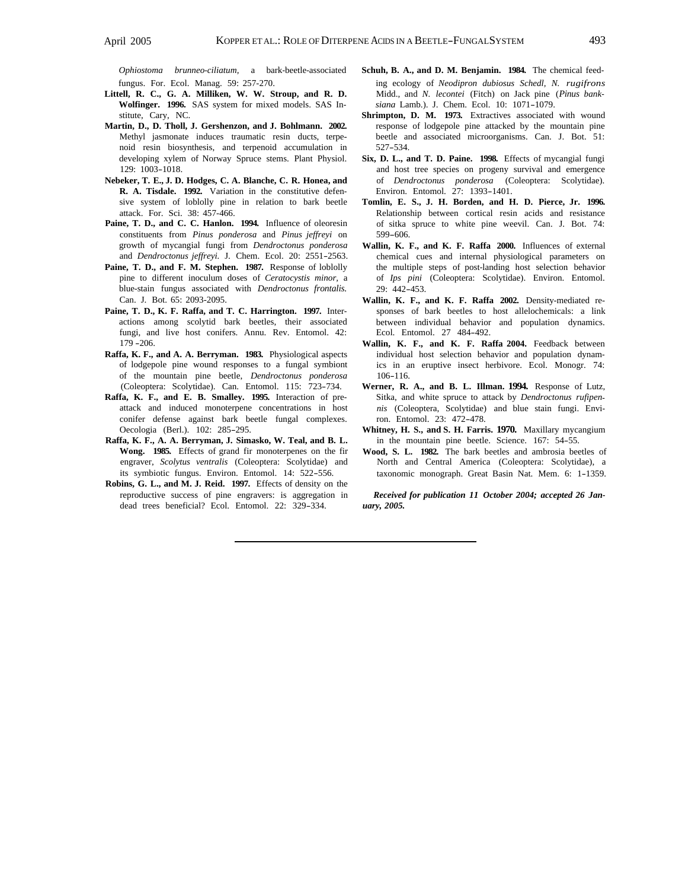*Ophiostoma brunneo-ciliatum*, a bark-beetle-associated fungus. For. Ecol. Manag. 59: 257-270.

**Littell, R. C., G. A. Milliken, W. W. Stroup, and R. D. Wolfinger. 1996.** SAS system for mixed models. SAS Institute, Cary, NC.

**Martin, D., D. Tholl, J. Gershenzon, and J. Bohlmann. 2002.** Methyl jasmonate induces traumatic resin ducts, terpenoid resin biosynthesis, and terpenoid accumulation in developing xylem of Norway Spruce stems. Plant Physiol. 129: 1003–1018.

**Nebeker, T. E., J. D. Hodges, C. A. Blanche, C. R. Honea, and R. A. Tisdale. 1992.** Variation in the constitutive defensive system of loblolly pine in relation to bark beetle attack. For. Sci. 38: 457-466.

**Paine, T. D., and C. C. Hanlon. 1994.** Influence of oleoresin constituents from *Pinus ponderosa* and *Pinus jeffreyi* on growth of mycangial fungi from *Dendroctonus ponderosa* and *Dendroctonus jeffreyi.* J. Chem. Ecol. 20: 2551–2563.

**Paine, T. D., and F. M. Stephen. 1987.** Response of loblolly pine to different inoculum doses of *Ceratocystis minor*, a blue-stain fungus associated with *Dendroctonus frontalis.* Can. J. Bot. 65: 2093-2095.

**Paine, T. D., K. F. Raffa, and T. C. Harrington. 1997.** Interactions among scolytid bark beetles, their associated fungi, and live host conifers. Annu. Rev. Entomol. 42: 179 –206.

**Raffa, K. F., and A. A. Berryman. 1983.** Physiological aspects of lodgepole pine wound responses to a fungal symbiont of the mountain pine beetle, *Dendroctonus ponderosa* (Coleoptera: Scolytidae). Can. Entomol. 115: 723–734.

**Raffa, K. F., and E. B. Smalley. 1995.** Interaction of pre-attack and induced monoterpene concentrations in host conifer defense against bark beetle fungal complexes. Oecologia (Berl.). 102: 285–295.

**Raffa, K. F., A. A. Berryman, J. Simasko, W. Teal, and B. L. Wong. 1985.** Effects of grand fir monoterpenes on the fir engraver, *Scolytus ventralis* (Coleoptera: Scolytidae) and its symbiotic fungus. Environ. Entomol. 14: 522–556.

**Robins, G. L., and M. J. Reid. 1997.** Effects of density on the reproductive success of pine engravers: is aggregation in dead trees beneficial? Ecol. Entomol. 22: 329–334.

**Schuh, B. A., and D. M. Benjamin. 1984.** The chemical feeding ecology of *Neodipron dubiosus Schedl, N. rugifrons* Midd., and *N. lecontei* (Fitch) on Jack pine (*Pinus banksiana* Lamb.). J. Chem. Ecol. 10: 1071–1079.

**Shrimpton, D. M. 1973.** Extractives associated with wound response of lodgepole pine attacked by the mountain pine beetle and associated microorganisms. Can. J. Bot. 51: 527–534.

**Six, D. L., and T. D. Paine. 1998.** Effects of mycangial fungi and host tree species on progeny survival and emergence of *Dendroctonus ponderosa* (Coleoptera: Scolytidae). Environ. Entomol. 27: 1393–1401.

**Tomlin, E. S., J. H. Borden, and H. D. Pierce, Jr. 1996.** Relationship between cortical resin acids and resistance of sitka spruce to white pine weevil. Can. J. Bot. 74: 599–606.

**Wallin, K. F., and K. F. Raffa 2000.** Influences of external chemical cues and internal physiological parameters on the multiple steps of post-landing host selection behavior of *Ips pini* (Coleoptera: Scolytidae). Environ. Entomol. 29: 442–453.

**Wallin, K. F., and K. F. Raffa 2002.** Density-mediated responses of bark beetles to host allelochemicals: a link between individual behavior and population dynamics. Ecol. Entomol. 27 484–492.

**Wallin, K. F., and K. F. Raffa 2004.** Feedback between individual host selection behavior and population dynamics in an eruptive insect herbivore. Ecol. Monogr. 74: 106–116.

**Werner, R. A., and B. L. Illman. 1994.** Response of Lutz, Sitka, and white spruce to attack by *Dendroctonus rufipennis* (Coleoptera, Scolytidae) and blue stain fungi. Environ. Entomol. 23: 472–478.

**Whitney, H. S., and S. H. Farris. 1970.** Maxillary mycangium in the mountain pine beetle. Science. 167: 54–55.

**Wood, S. L. 1982.** The bark beetles and ambrosia beetles of North and Central America (Coleoptera: Scolytidae), a taxonomic monograph. Great Basin Nat. Mem. 6: 1–1359.

***Received for publication 11 October 2004; accepted 26 January, 2005.***